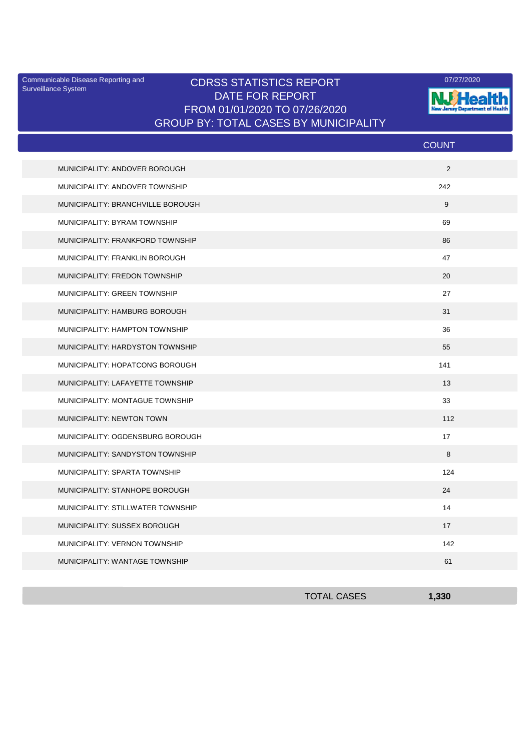Communicable Disease Reporting and Surveillance System

# CDRSS STATISTICS REPORT
## DATE FOR REPORT
## FROM 01/01/2020 TO 07/26/2020
## GROUP BY: TOTAL CASES BY MUNICIPALITY

07/27/2020

NJ Health
New Jersey Department of Health

| | COUNT |
|---|---|
| MUNICIPALITY: ANDOVER BOROUGH | 2 |
| MUNICIPALITY: ANDOVER TOWNSHIP | 242 |
| MUNICIPALITY: BRANCHVILLE BOROUGH | 9 |
| MUNICIPALITY: BYRAM TOWNSHIP | 69 |
| MUNICIPALITY: FRANKFORD TOWNSHIP | 86 |
| MUNICIPALITY: FRANKLIN BOROUGH | 47 |
| MUNICIPALITY: FREDON TOWNSHIP | 20 |
| MUNICIPALITY: GREEN TOWNSHIP | 27 |
| MUNICIPALITY: HAMBURG BOROUGH | 31 |
| MUNICIPALITY: HAMPTON TOWNSHIP | 36 |
| MUNICIPALITY: HARDYSTON TOWNSHIP | 55 |
| MUNICIPALITY: HOPATCONG BOROUGH | 141 |
| MUNICIPALITY: LAFAYETTE TOWNSHIP | 13 |
| MUNICIPALITY: MONTAGUE TOWNSHIP | 33 |
| MUNICIPALITY: NEWTON TOWN | 112 |
| MUNICIPALITY: OGDENSBURG BOROUGH | 17 |
| MUNICIPALITY: SANDYSTON TOWNSHIP | 8 |
| MUNICIPALITY: SPARTA TOWNSHIP | 124 |
| MUNICIPALITY: STANHOPE BOROUGH | 24 |
| MUNICIPALITY: STILLWATER TOWNSHIP | 14 |
| MUNICIPALITY: SUSSEX BOROUGH | 17 |
| MUNICIPALITY: VERNON TOWNSHIP | 142 |
| MUNICIPALITY: WANTAGE TOWNSHIP | 61 |
| TOTAL CASES | **1,330** |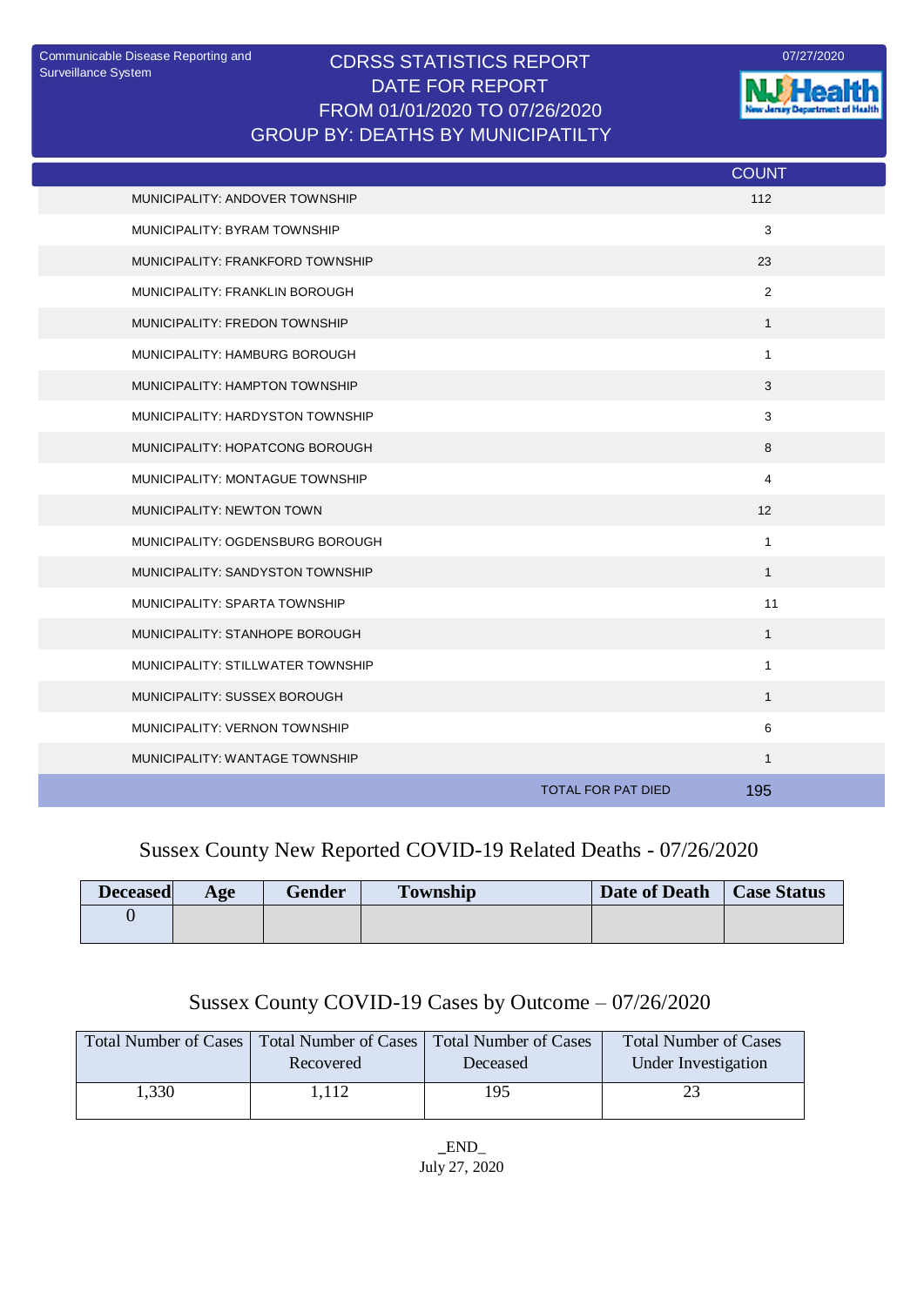Communicable Disease Reporting and Surveillance System

# CDRSS STATISTICS REPORT
## DATE FOR REPORT
## FROM 01/01/2020 TO 07/26/2020
## GROUP BY: DEATHS BY MUNICIPATILTY

07/27/2020

NJ Health
New Jersey Department of Health

| | COUNT |
|---|---|
| MUNICIPALITY: ANDOVER TOWNSHIP | 112 |
| MUNICIPALITY: BYRAM TOWNSHIP | 3 |
| MUNICIPALITY: FRANKFORD TOWNSHIP | 23 |
| MUNICIPALITY: FRANKLIN BOROUGH | 2 |
| MUNICIPALITY: FREDON TOWNSHIP | 1 |
| MUNICIPALITY: HAMBURG BOROUGH | 1 |
| MUNICIPALITY: HAMPTON TOWNSHIP | 3 |
| MUNICIPALITY: HARDYSTON TOWNSHIP | 3 |
| MUNICIPALITY: HOPATCONG BOROUGH | 8 |
| MUNICIPALITY: MONTAGUE TOWNSHIP | 4 |
| MUNICIPALITY: NEWTON TOWN | 12 |
| MUNICIPALITY: OGDENSBURG BOROUGH | 1 |
| MUNICIPALITY: SANDYSTON TOWNSHIP | 1 |
| MUNICIPALITY: SPARTA TOWNSHIP | 11 |
| MUNICIPALITY: STANHOPE BOROUGH | 1 |
| MUNICIPALITY: STILLWATER TOWNSHIP | 1 |
| MUNICIPALITY: SUSSEX BOROUGH | 1 |
| MUNICIPALITY: VERNON TOWNSHIP | 6 |
| MUNICIPALITY: WANTAGE TOWNSHIP | 1 |
| TOTAL FOR PAT DIED | 195 |

## Sussex County New Reported COVID-19 Related Deaths - 07/26/2020

| Deceased | Age | Gender | Township | Date of Death | Case Status |
|---|---|---|---|---|---|
| 0 | | | | | |

## Sussex County COVID-19 Cases by Outcome – 07/26/2020

| Total Number of Cases | Total Number of Cases Recovered | Total Number of Cases Deceased | Total Number of Cases Under Investigation |
|---|---|---|---|
| 1,330 | 1,112 | 195 | 23 |

_END_
July 27, 2020